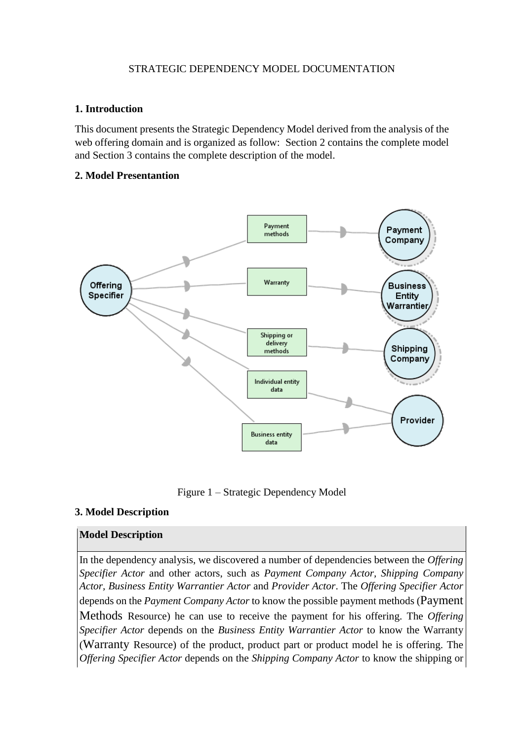STRATEGIC DEPENDENCY MODEL DOCUMENTATION

**1. Introduction**

This document presents the Strategic Dependency Model derived from the analysis of the web offering domain and is organized as follow: Section 2 contains the complete model and Section 3 contains the complete description of the model.

**2. Model Presentantion**

Figure 1 – Strategic Dependency Model

**3. Model Description**

| **Model Description** |
| --- |
| In the dependency analysis, we discovered a number of dependencies between the *Offering Specifier Actor* and other actors, such as *Payment Company Actor*, *Shipping Company Actor*, *Business Entity Warrantier Actor* and *Provider Actor*. The *Offering Specifier Actor* depends on the *Payment Company Actor* to know the possible payment methods (Payment Methods Resource) he can use to receive the payment for his offering. The *Offering Specifier Actor* depends on the *Business Entity Warrantier Actor* to know the Warranty (Warranty Resource) of the product, product part or product model he is offering. The *Offering Specifier Actor* depends on the *Shipping Company Actor* to know the shipping or |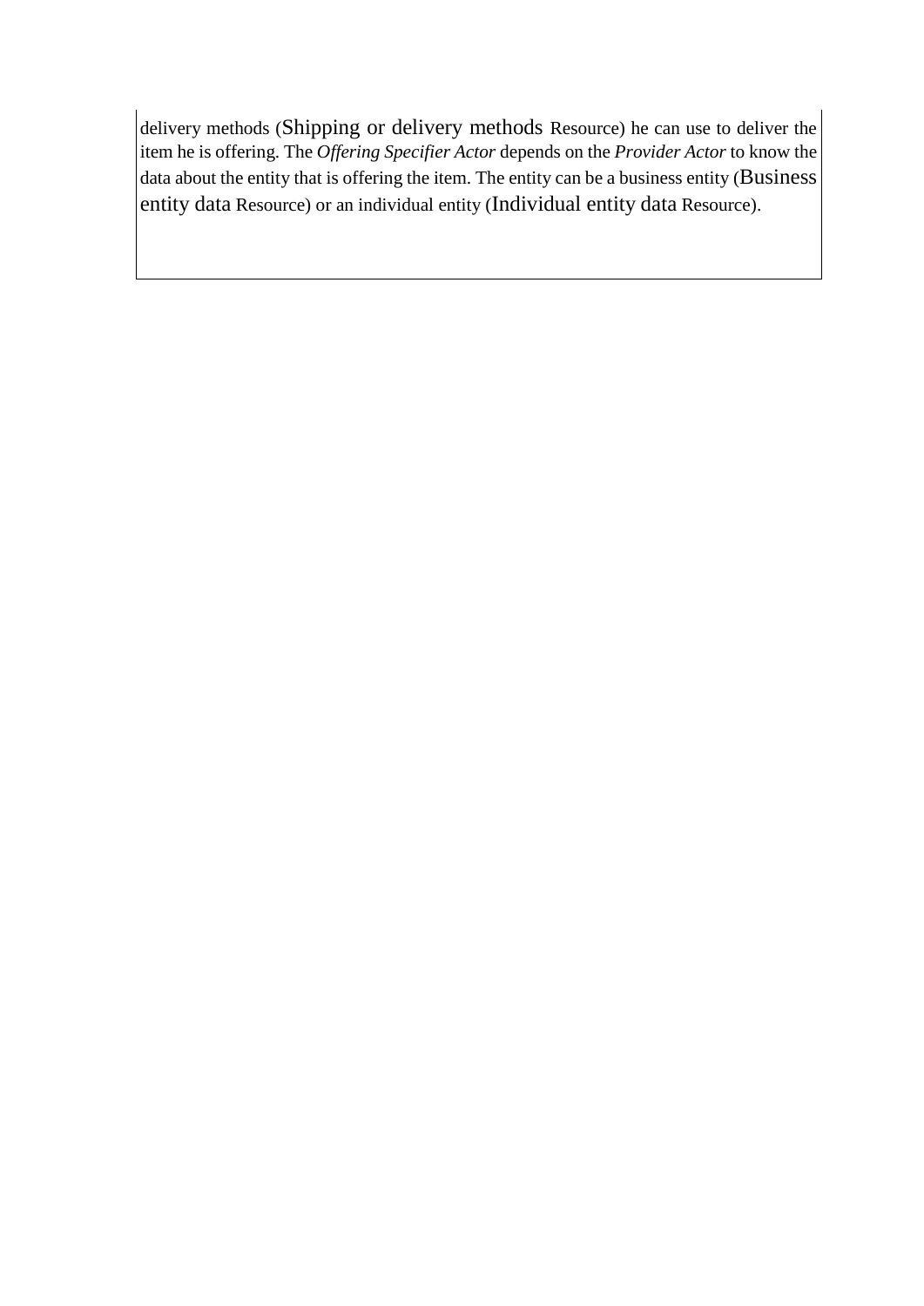delivery methods (Shipping or delivery methods Resource) he can use to deliver the item he is offering. The *Offering Specifier Actor* depends on the *Provider Actor* to know the data about the entity that is offering the item. The entity can be a business entity (Business entity data Resource) or an individual entity (Individual entity data Resource).